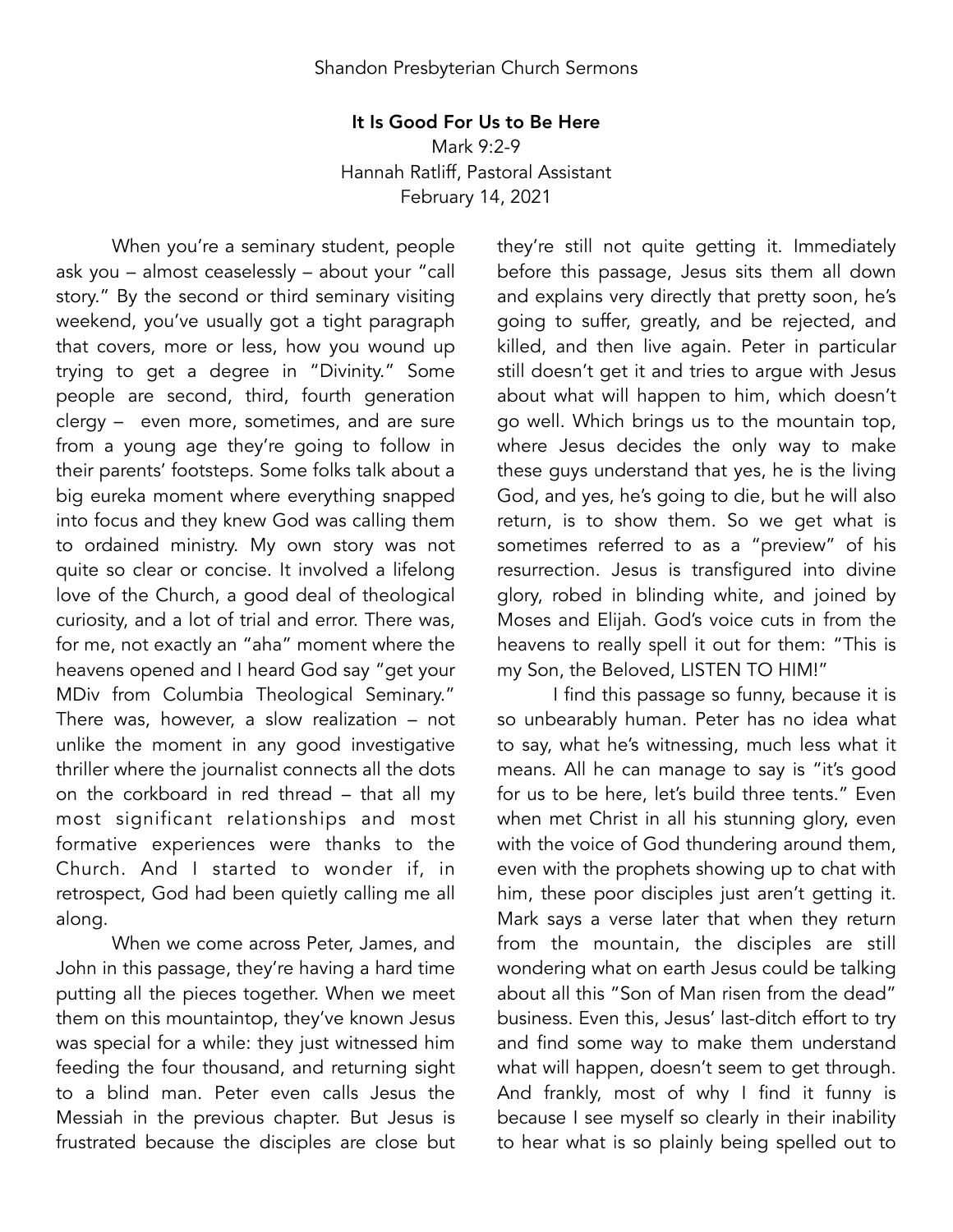Shandon Presbyterian Church Sermons

# It Is Good For Us to Be Here

Mark 9:2-9
Hannah Ratliff, Pastoral Assistant
February 14, 2021

When you're a seminary student, people ask you – almost ceaselessly – about your "call story." By the second or third seminary visiting weekend, you've usually got a tight paragraph that covers, more or less, how you wound up trying to get a degree in "Divinity." Some people are second, third, fourth generation clergy – even more, sometimes, and are sure from a young age they're going to follow in their parents' footsteps. Some folks talk about a big eureka moment where everything snapped into focus and they knew God was calling them to ordained ministry. My own story was not quite so clear or concise. It involved a lifelong love of the Church, a good deal of theological curiosity, and a lot of trial and error. There was, for me, not exactly an "aha" moment where the heavens opened and I heard God say "get your MDiv from Columbia Theological Seminary." There was, however, a slow realization – not unlike the moment in any good investigative thriller where the journalist connects all the dots on the corkboard in red thread – that all my most significant relationships and most formative experiences were thanks to the Church. And I started to wonder if, in retrospect, God had been quietly calling me all along.

When we come across Peter, James, and John in this passage, they're having a hard time putting all the pieces together. When we meet them on this mountaintop, they've known Jesus was special for a while: they just witnessed him feeding the four thousand, and returning sight to a blind man. Peter even calls Jesus the Messiah in the previous chapter. But Jesus is frustrated because the disciples are close but they're still not quite getting it. Immediately before this passage, Jesus sits them all down and explains very directly that pretty soon, he's going to suffer, greatly, and be rejected, and killed, and then live again. Peter in particular still doesn't get it and tries to argue with Jesus about what will happen to him, which doesn't go well. Which brings us to the mountain top, where Jesus decides the only way to make these guys understand that yes, he is the living God, and yes, he's going to die, but he will also return, is to show them. So we get what is sometimes referred to as a "preview" of his resurrection. Jesus is transfigured into divine glory, robed in blinding white, and joined by Moses and Elijah. God's voice cuts in from the heavens to really spell it out for them: "This is my Son, the Beloved, LISTEN TO HIM!"

I find this passage so funny, because it is so unbearably human. Peter has no idea what to say, what he's witnessing, much less what it means. All he can manage to say is "it's good for us to be here, let's build three tents." Even when met Christ in all his stunning glory, even with the voice of God thundering around them, even with the prophets showing up to chat with him, these poor disciples just aren't getting it. Mark says a verse later that when they return from the mountain, the disciples are still wondering what on earth Jesus could be talking about all this "Son of Man risen from the dead" business. Even this, Jesus' last-ditch effort to try and find some way to make them understand what will happen, doesn't seem to get through. And frankly, most of why I find it funny is because I see myself so clearly in their inability to hear what is so plainly being spelled out to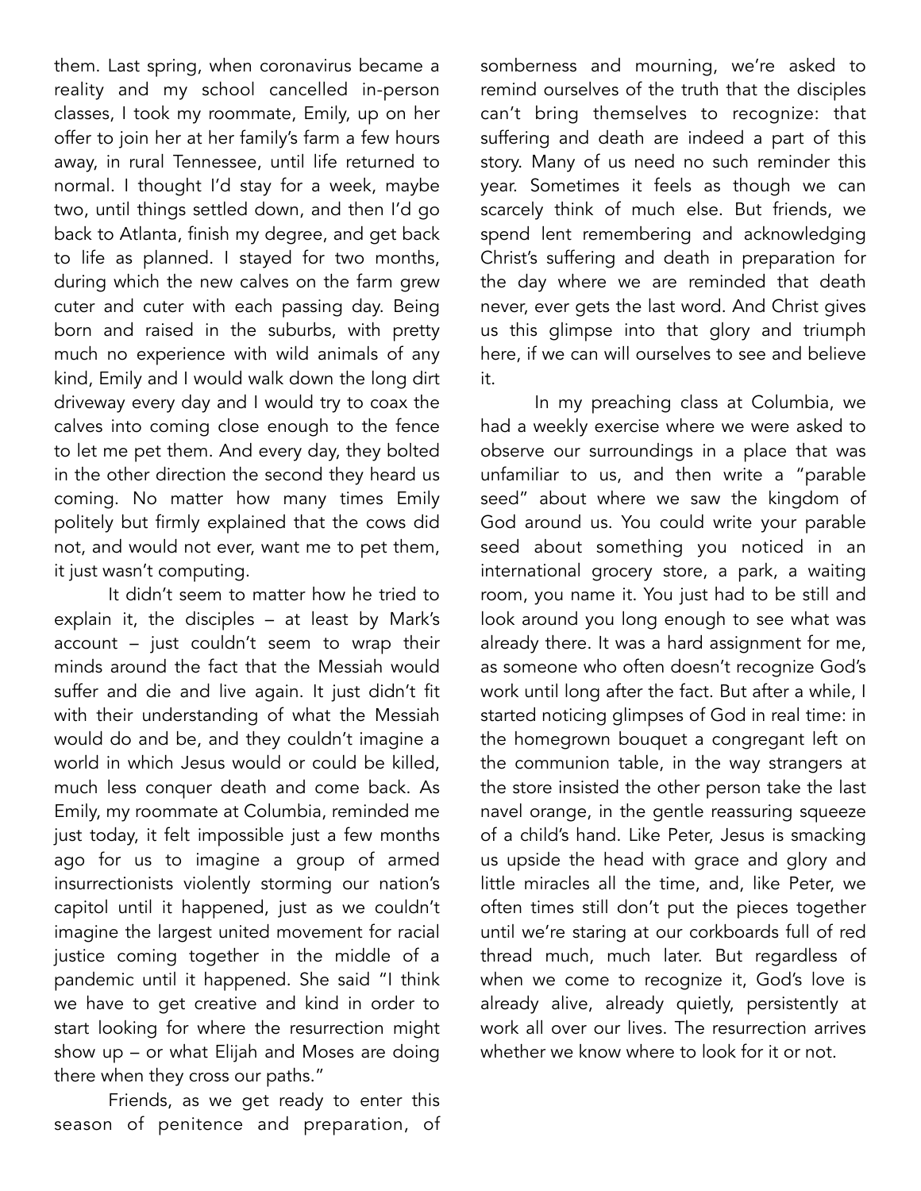them. Last spring, when coronavirus became a reality and my school cancelled in-person classes, I took my roommate, Emily, up on her offer to join her at her family's farm a few hours away, in rural Tennessee, until life returned to normal. I thought I'd stay for a week, maybe two, until things settled down, and then I'd go back to Atlanta, finish my degree, and get back to life as planned. I stayed for two months, during which the new calves on the farm grew cuter and cuter with each passing day. Being born and raised in the suburbs, with pretty much no experience with wild animals of any kind, Emily and I would walk down the long dirt driveway every day and I would try to coax the calves into coming close enough to the fence to let me pet them. And every day, they bolted in the other direction the second they heard us coming. No matter how many times Emily politely but firmly explained that the cows did not, and would not ever, want me to pet them, it just wasn't computing.

It didn't seem to matter how he tried to explain it, the disciples – at least by Mark's account – just couldn't seem to wrap their minds around the fact that the Messiah would suffer and die and live again. It just didn't fit with their understanding of what the Messiah would do and be, and they couldn't imagine a world in which Jesus would or could be killed, much less conquer death and come back. As Emily, my roommate at Columbia, reminded me just today, it felt impossible just a few months ago for us to imagine a group of armed insurrectionists violently storming our nation's capitol until it happened, just as we couldn't imagine the largest united movement for racial justice coming together in the middle of a pandemic until it happened. She said "I think we have to get creative and kind in order to start looking for where the resurrection might show up – or what Elijah and Moses are doing there when they cross our paths."

Friends, as we get ready to enter this season of penitence and preparation, of somberness and mourning, we're asked to remind ourselves of the truth that the disciples can't bring themselves to recognize: that suffering and death are indeed a part of this story. Many of us need no such reminder this year. Sometimes it feels as though we can scarcely think of much else. But friends, we spend lent remembering and acknowledging Christ's suffering and death in preparation for the day where we are reminded that death never, ever gets the last word. And Christ gives us this glimpse into that glory and triumph here, if we can will ourselves to see and believe it.

In my preaching class at Columbia, we had a weekly exercise where we were asked to observe our surroundings in a place that was unfamiliar to us, and then write a "parable seed" about where we saw the kingdom of God around us. You could write your parable seed about something you noticed in an international grocery store, a park, a waiting room, you name it. You just had to be still and look around you long enough to see what was already there. It was a hard assignment for me, as someone who often doesn't recognize God's work until long after the fact. But after a while, I started noticing glimpses of God in real time: in the homegrown bouquet a congregant left on the communion table, in the way strangers at the store insisted the other person take the last navel orange, in the gentle reassuring squeeze of a child's hand. Like Peter, Jesus is smacking us upside the head with grace and glory and little miracles all the time, and, like Peter, we often times still don't put the pieces together until we're staring at our corkboards full of red thread much, much later. But regardless of when we come to recognize it, God's love is already alive, already quietly, persistently at work all over our lives. The resurrection arrives whether we know where to look for it or not.